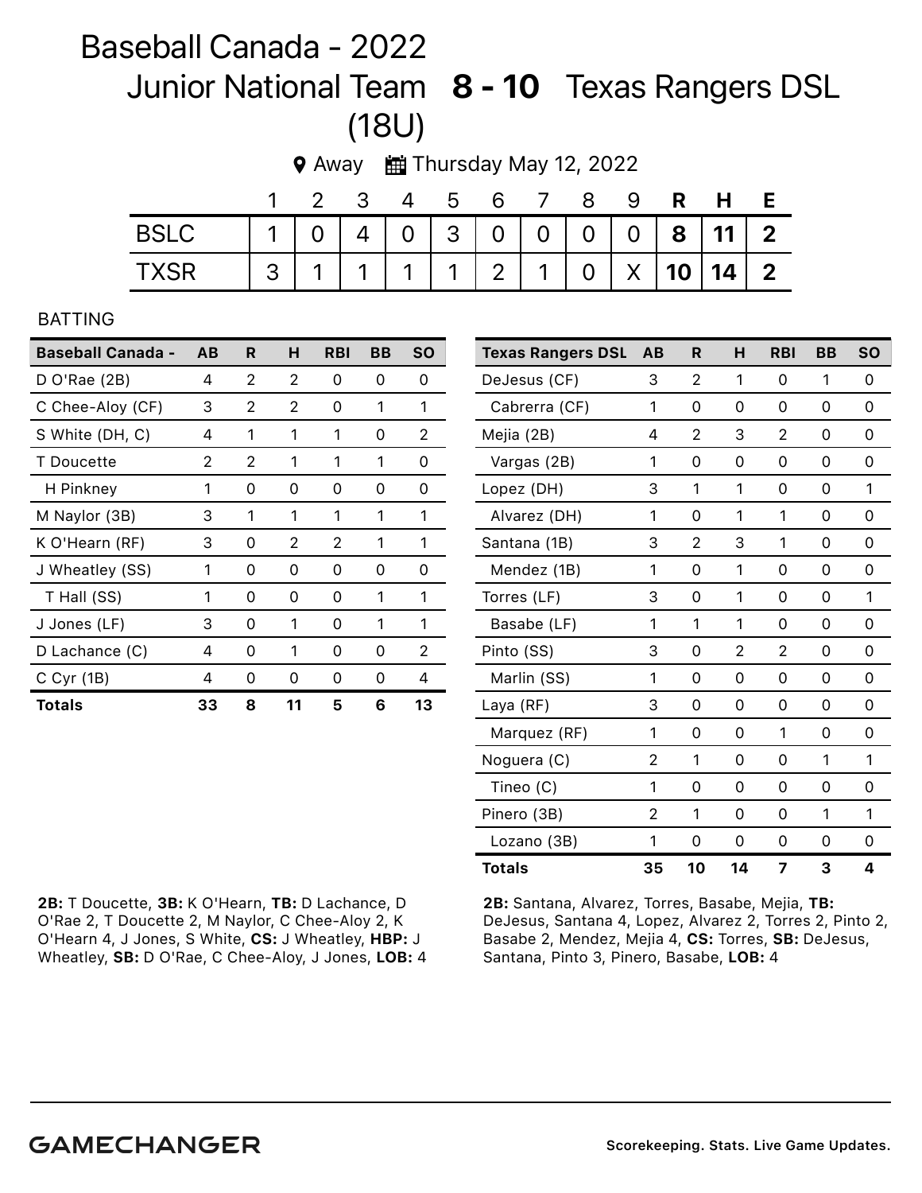# Baseball Canada - 2022 Junior National Team (18U) 8 - 10 Texas Rangers DSL

Away | Thursday May 12, 2022

| | 1 | 2 | 3 | 4 | 5 | 6 | 7 | 8 | 9 | R | H | E |
|---|---|---|---|---|---|---|---|---|---|---|---|---|
| BSLC | 1 | 0 | 4 | 0 | 3 | 0 | 0 | 0 | 0 | 8 | 11 | 2 |
| TXSR | 3 | 1 | 1 | 1 | 1 | 2 | 1 | 0 | X | 10 | 14 | 2 |

## BATTING

| Baseball Canada - | AB | R | H | RBI | BB | SO |
|---|---|---|---|---|---|---|
| D O'Rae (2B) | 4 | 2 | 2 | 0 | 0 | 0 |
| C Chee-Aloy (CF) | 3 | 2 | 2 | 0 | 1 | 1 |
| S White (DH, C) | 4 | 1 | 1 | 1 | 0 | 2 |
| T Doucette | 2 | 2 | 1 | 1 | 1 | 0 |
| H Pinkney | 1 | 0 | 0 | 0 | 0 | 0 |
| M Naylor (3B) | 3 | 1 | 1 | 1 | 1 | 1 |
| K O'Hearn (RF) | 3 | 0 | 2 | 2 | 1 | 1 |
| J Wheatley (SS) | 1 | 0 | 0 | 0 | 0 | 0 |
| T Hall (SS) | 1 | 0 | 0 | 0 | 1 | 1 |
| J Jones (LF) | 3 | 0 | 1 | 0 | 1 | 1 |
| D Lachance (C) | 4 | 0 | 1 | 0 | 0 | 2 |
| C Cyr (1B) | 4 | 0 | 0 | 0 | 0 | 4 |
| **Totals** | **33** | **8** | **11** | **5** | **6** | **13** |

**2B:** T Doucette, **3B:** K O'Hearn, **TB:** D Lachance, D O'Rae 2, T Doucette 2, M Naylor, C Chee-Aloy 2, K O'Hearn 4, J Jones, S White, **CS:** J Wheatley, **HBP:** J Wheatley, **SB:** D O'Rae, C Chee-Aloy, J Jones, **LOB:** 4

| Texas Rangers DSL | AB | R | H | RBI | BB | SO |
|---|---|---|---|---|---|---|
| DeJesus (CF) | 3 | 2 | 1 | 0 | 1 | 0 |
| Cabrerra (CF) | 1 | 0 | 0 | 0 | 0 | 0 |
| Mejia (2B) | 4 | 2 | 3 | 2 | 0 | 0 |
| Vargas (2B) | 1 | 0 | 0 | 0 | 0 | 0 |
| Lopez (DH) | 3 | 1 | 1 | 0 | 0 | 1 |
| Alvarez (DH) | 1 | 0 | 1 | 1 | 0 | 0 |
| Santana (1B) | 3 | 2 | 3 | 1 | 0 | 0 |
| Mendez (1B) | 1 | 0 | 1 | 0 | 0 | 0 |
| Torres (LF) | 3 | 0 | 1 | 0 | 0 | 1 |
| Basabe (LF) | 1 | 1 | 1 | 0 | 0 | 0 |
| Pinto (SS) | 3 | 0 | 2 | 2 | 0 | 0 |
| Marlin (SS) | 1 | 0 | 0 | 0 | 0 | 0 |
| Laya (RF) | 3 | 0 | 0 | 0 | 0 | 0 |
| Marquez (RF) | 1 | 0 | 0 | 1 | 0 | 0 |
| Noguera (C) | 2 | 1 | 0 | 0 | 1 | 1 |
| Tineo (C) | 1 | 0 | 0 | 0 | 0 | 0 |
| Pinero (3B) | 2 | 1 | 0 | 0 | 1 | 1 |
| Lozano (3B) | 1 | 0 | 0 | 0 | 0 | 0 |
| **Totals** | **35** | **10** | **14** | **7** | **3** | **4** |

**2B:** Santana, Alvarez, Torres, Basabe, Mejia, **TB:** DeJesus, Santana 4, Lopez, Alvarez 2, Torres 2, Pinto 2, Basabe 2, Mendez, Mejia 4, **CS:** Torres, **SB:** DeJesus, Santana, Pinto 3, Pinero, Basabe, **LOB:** 4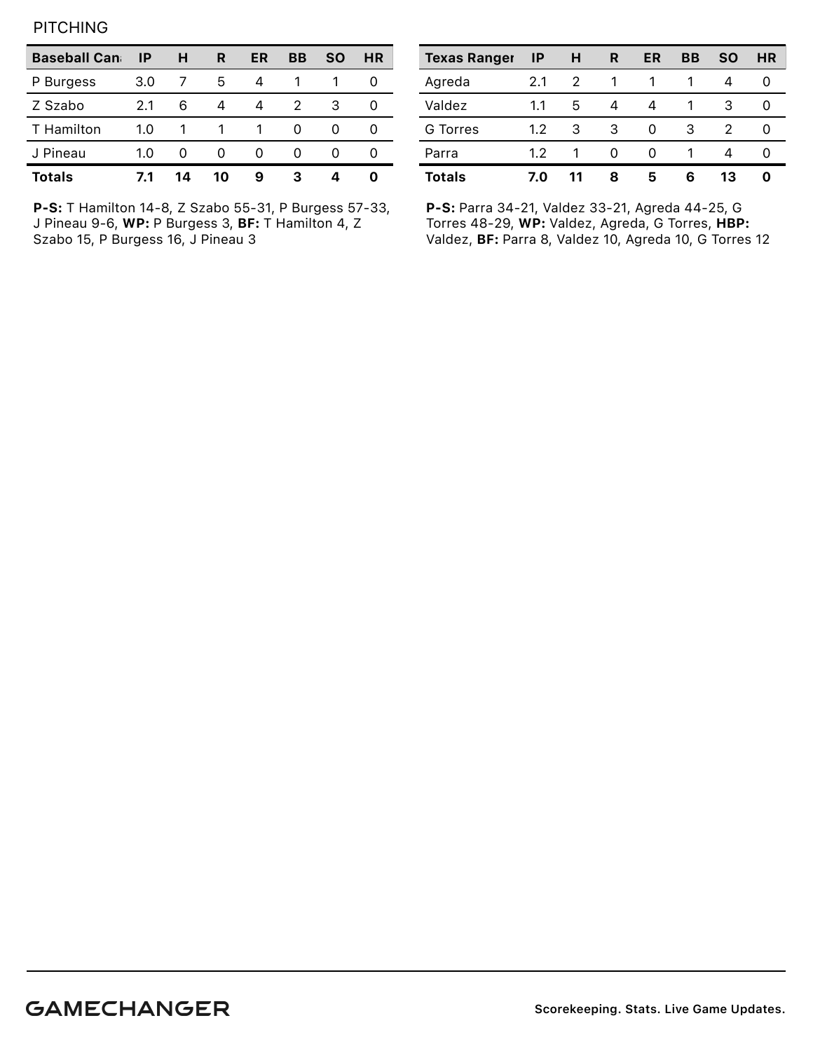PITCHING

| Baseball Can | IP | H | R | ER | BB | SO | HR |
|---|---|---|---|---|---|---|---|
| P Burgess | 3.0 | 7 | 5 | 4 | 1 | 1 | 0 |
| Z Szabo | 2.1 | 6 | 4 | 4 | 2 | 3 | 0 |
| T Hamilton | 1.0 | 1 | 1 | 1 | 0 | 0 | 0 |
| J Pineau | 1.0 | 0 | 0 | 0 | 0 | 0 | 0 |
| **Totals** | **7.1** | **14** | **10** | **9** | **3** | **4** | **0** |

**P-S:** T Hamilton 14-8, Z Szabo 55-31, P Burgess 57-33, J Pineau 9-6, **WP:** P Burgess 3, **BF:** T Hamilton 4, Z Szabo 15, P Burgess 16, J Pineau 3

| Texas Ranger | IP | H | R | ER | BB | SO | HR |
|---|---|---|---|---|---|---|---|
| Agreda | 2.1 | 2 | 1 | 1 | 1 | 4 | 0 |
| Valdez | 1.1 | 5 | 4 | 4 | 1 | 3 | 0 |
| G Torres | 1.2 | 3 | 3 | 0 | 3 | 2 | 0 |
| Parra | 1.2 | 1 | 0 | 0 | 1 | 4 | 0 |
| **Totals** | **7.0** | **11** | **8** | **5** | **6** | **13** | **0** |

**P-S:** Parra 34-21, Valdez 33-21, Agreda 44-25, G Torres 48-29, **WP:** Valdez, Agreda, G Torres, **HBP:** Valdez, **BF:** Parra 8, Valdez 10, Agreda 10, G Torres 12

GAMECHANGER

Scorekeeping. Stats. Live Game Updates.